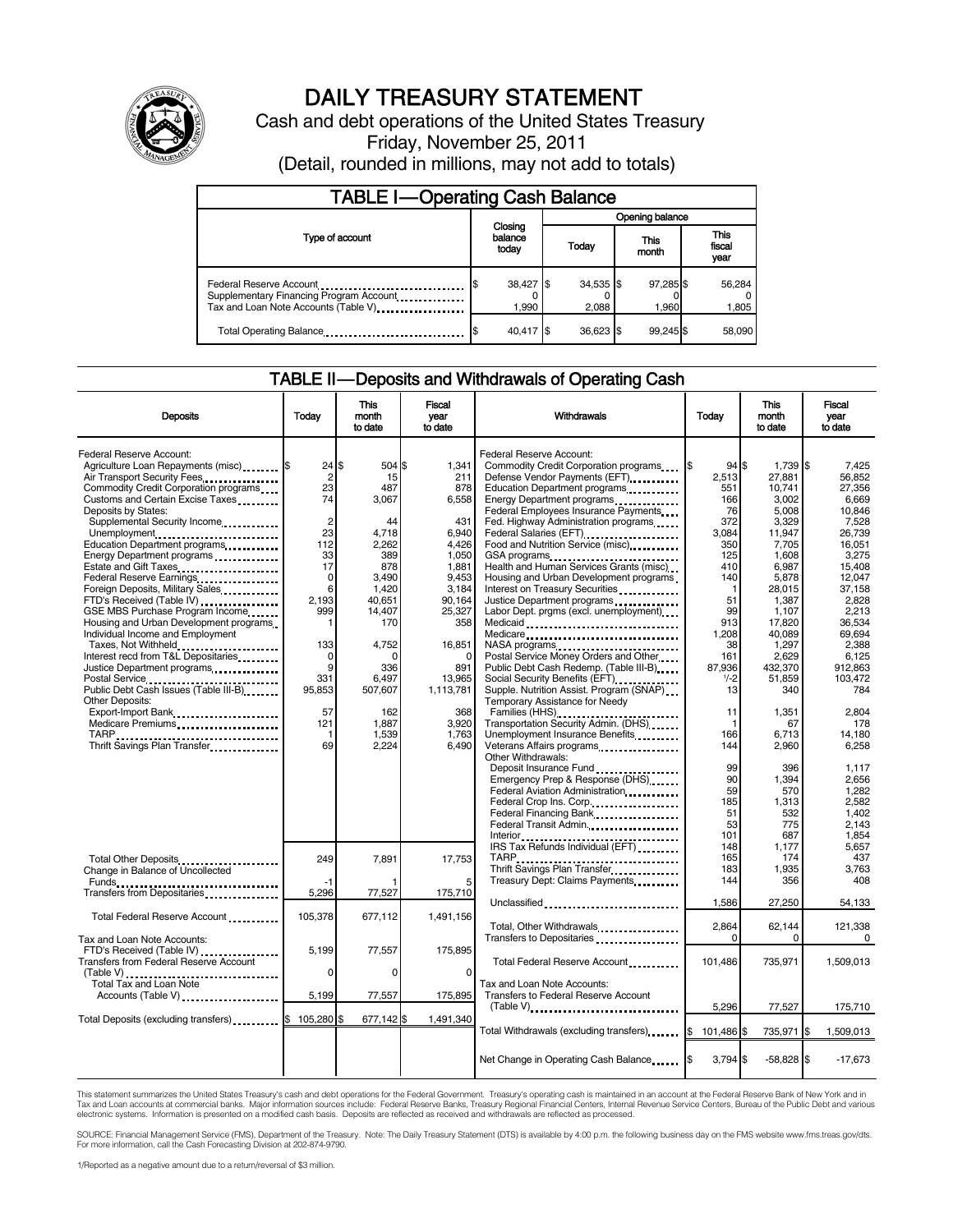# DAILY TREASURY STATEMENT

Cash and debt operations of the United States Treasury

Friday, November 25, 2011

(Detail, rounded in millions, may not add to totals)

## TABLE I—Operating Cash Balance

| Type of account | Closing balance today | Opening balance Today | Opening balance This month | Opening balance This fiscal year |
|---|---|---|---|---|
| Federal Reserve Account | $ 38,427 | $ 34,535 | $ 97,285 | $ 56,284 |
| Supplementary Financing Program Account | 0 | 0 | 0 | 0 |
| Tax and Loan Note Accounts (Table V) | 1,990 | 2,088 | 1,960 | 1,805 |
| Total Operating Balance | $ 40,417 | $ 36,623 | $ 99,245 | $ 58,090 |

## TABLE II—Deposits and Withdrawals of Operating Cash

| Deposits | Today | This month to date | Fiscal year to date |
|---|---|---|---|
| Federal Reserve Account: | | | |
| Agriculture Loan Repayments (misc) | $ 24 | $ 504 | $ 1,341 |
| Air Transport Security Fees | 2 | 15 | 211 |
| Commodity Credit Corporation programs | 23 | 487 | 878 |
| Customs and Certain Excise Taxes | 74 | 3,067 | 6,558 |
| Deposits by States: | | | |
| Supplemental Security Income | 2 | 44 | 431 |
| Unemployment | 23 | 4,718 | 6,940 |
| Education Department programs | 112 | 2,262 | 4,426 |
| Energy Department programs | 33 | 389 | 1,050 |
| Estate and Gift Taxes | 17 | 878 | 1,881 |
| Federal Reserve Earnings | 0 | 3,490 | 9,453 |
| Foreign Deposits, Military Sales | 6 | 1,420 | 3,184 |
| FTD's Received (Table IV) | 2,193 | 40,651 | 90,164 |
| GSE MBS Purchase Program Income | 999 | 14,407 | 25,327 |
| Housing and Urban Development programs | 1 | 170 | 358 |
| Individual Income and Employment Taxes, Not Withheld | 133 | 4,752 | 16,851 |
| Interest recd from T&L Depositaries | 0 | 0 | 0 |
| Justice Department programs | 9 | 336 | 891 |
| Postal Service | 331 | 6,497 | 13,965 |
| Public Debt Cash Issues (Table III-B) | 95,853 | 507,607 | 1,113,781 |
| Other Deposits: | | | |
| Export-Import Bank | 57 | 162 | 368 |
| Medicare Premiums | 121 | 1,887 | 3,920 |
| TARP | 1 | 1,539 | 1,763 |
| Thrift Savings Plan Transfer | 69 | 2,224 | 6,490 |
| Total Other Deposits | 249 | 7,891 | 17,753 |
| Change in Balance of Uncollected Funds | -1 | 1 | 5 |
| Transfers from Depositaries | 5,296 | 77,527 | 175,710 |
| Total Federal Reserve Account | 105,378 | 677,112 | 1,491,156 |
| Tax and Loan Note Accounts: | | | |
| FTD's Received (Table IV) | 5,199 | 77,557 | 175,895 |
| Transfers from Federal Reserve Account (Table V) | 0 | 0 | 0 |
| Total Tax and Loan Note Accounts (Table V) | 5,199 | 77,557 | 175,895 |
| Total Deposits (excluding transfers) | $ 105,280 | $ 677,142 | $ 1,491,340 |

| Withdrawals | Today | This month to date | Fiscal year to date |
|---|---|---|---|
| Federal Reserve Account: | | | |
| Commodity Credit Corporation programs | $ 94 | $ 1,739 | $ 7,425 |
| Defense Vendor Payments (EFT) | 2,513 | 27,881 | 56,852 |
| Education Department programs | 551 | 10,741 | 27,356 |
| Energy Department programs | 166 | 3,002 | 6,669 |
| Federal Employees Insurance Payments | 76 | 5,008 | 10,846 |
| Fed. Highway Administration programs | 372 | 3,329 | 7,528 |
| Federal Salaries (EFT) | 3,084 | 11,947 | 26,739 |
| Food and Nutrition Service (misc) | 350 | 7,705 | 16,051 |
| GSA programs | 125 | 1,608 | 3,275 |
| Health and Human Services Grants (misc) | 410 | 6,987 | 15,408 |
| Housing and Urban Development programs | 140 | 5,878 | 12,047 |
| Interest on Treasury Securities | 1 | 28,015 | 37,158 |
| Justice Department programs | 51 | 1,387 | 2,828 |
| Labor Dept. prgms (excl. unemployment) | 99 | 1,107 | 2,213 |
| Medicaid | 913 | 17,820 | 36,534 |
| Medicare | 1,208 | 40,089 | 69,694 |
| NASA programs | 38 | 1,297 | 2,388 |
| Postal Service Money Orders and Other | 161 | 2,629 | 6,125 |
| Public Debt Cash Redemp. (Table III-B) | 87,936 | 432,370 | 912,863 |
| Social Security Benefits (EFT) | 1/-2 | 51,859 | 103,472 |
| Supple. Nutrition Assist. Program (SNAP) | 13 | 340 | 784 |
| Temporary Assistance for Needy Families (HHS) | 11 | 1,351 | 2,804 |
| Transportation Security Admin. (DHS) | 1 | 67 | 178 |
| Unemployment Insurance Benefits | 166 | 6,713 | 14,180 |
| Veterans Affairs programs | 144 | 2,960 | 6,258 |
| Other Withdrawals: | | | |
| Deposit Insurance Fund | 99 | 396 | 1,117 |
| Emergency Prep & Response (DHS) | 90 | 1,394 | 2,656 |
| Federal Aviation Administration | 59 | 570 | 1,282 |
| Federal Crop Ins. Corp. | 185 | 1,313 | 2,582 |
| Federal Financing Bank | 51 | 532 | 1,402 |
| Federal Transit Admin. | 53 | 775 | 2,143 |
| Interior | 101 | 687 | 1,854 |
| IRS Tax Refunds Individual (EFT) | 148 | 1,177 | 5,657 |
| TARP | 165 | 174 | 437 |
| Thrift Savings Plan Transfer | 183 | 1,935 | 3,763 |
| Treasury Dept: Claims Payments | 144 | 356 | 408 |
| Unclassified | 1,586 | 27,250 | 54,133 |
| Total, Other Withdrawals | 2,864 | 62,144 | 121,338 |
| Transfers to Depositaries | 0 | 0 | 0 |
| Total Federal Reserve Account | 101,486 | 735,971 | 1,509,013 |
| Tax and Loan Note Accounts: | | | |
| Transfers to Federal Reserve Account (Table V) | 5,296 | 77,527 | 175,710 |
| Total Withdrawals (excluding transfers) | $ 101,486 | $ 735,971 | $ 1,509,013 |
| Net Change in Operating Cash Balance | $ 3,794 | $ -58,828 | $ -17,673 |

This statement summarizes the United States Treasury's cash and debt operations for the Federal Government. Treasury's operating cash is maintained in an account at the Federal Reserve Bank of New York and in Tax and Loan accounts at commercial banks. Major information sources include: Federal Reserve Banks, Treasury Regional Financial Centers, Internal Revenue Service Centers, Bureau of the Public Debt and various electronic systems. Information is presented on a modified cash basis. Deposits are reflected as received and withdrawals are reflected as processed.

SOURCE: Financial Management Service (FMS), Department of the Treasury. Note: The Daily Treasury Statement (DTS) is available by 4:00 p.m. the following business day on the FMS website www.fms.treas.gov/dts. For more information, call the Cash Forecasting Division at 202-874-9790.

1/Reported as a negative amount due to a return/reversal of $3 million.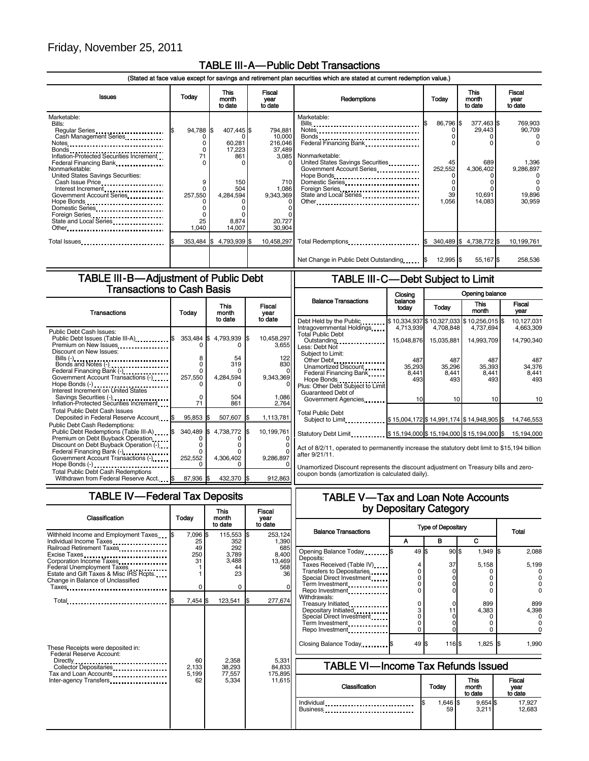Friday, November 25, 2011

## TABLE III-A—Public Debt Transactions

(Stated at face value except for savings and retirement plan securities which are stated at current redemption value.)

| Issues | Today | This month to date | Fiscal year to date |
|---|---|---|---|
| Marketable: | | | |
| Bills: | | | |
| Regular Series | $ 94,788 | $ 407,445 | $ 794,881 |
| Cash Management Series | 0 | 0 | 10,000 |
| Notes | 0 | 60,281 | 216,046 |
| Bonds | 0 | 17,223 | 37,489 |
| Inflation-Protected Securities Increment | 71 | 861 | 3,085 |
| Federal Financing Bank | 0 | 0 | 0 |
| Nonmarketable: | | | |
| United States Savings Securities: | | | |
| Cash Issue Price | 9 | 150 | 710 |
| Interest Increment | 0 | 504 | 1,086 |
| Government Account Series | 257,550 | 4,284,594 | 9,343,369 |
| Hope Bonds | 0 | 0 | 0 |
| Domestic Series | 0 | 0 | 0 |
| Foreign Series | 0 | 0 | 0 |
| State and Local Series | 25 | 8,874 | 20,727 |
| Other | 1,040 | 14,007 | 30,904 |
| Total Issues | $ 353,484 | $ 4,793,939 | $ 10,458,297 |

| Redemptions | Today | This month to date | Fiscal year to date |
|---|---|---|---|
| Marketable: | | | |
| Bills | $ 86,796 | $ 377,463 | $ 769,903 |
| Notes | 0 | 29,443 | 90,709 |
| Bonds | 0 | 0 | 0 |
| Federal Financing Bank | 0 | 0 | 0 |
| Nonmarketable: | | | |
| United States Savings Securities | 45 | 689 | 1,396 |
| Government Account Series | 252,552 | 4,306,402 | 9,286,897 |
| Hope Bonds | 0 | 0 | 0 |
| Domestic Series | 0 | 0 | 0 |
| Foreign Series | 0 | 0 | 0 |
| State and Local Series | 39 | 10,691 | 19,896 |
| Other | 1,056 | 14,083 | 30,959 |
| Total Redemptions | $ 340,489 | $ 4,738,772 | $ 10,199,761 |
| Net Change in Public Debt Outstanding | $ 12,995 | $ 55,167 | $ 258,536 |

## TABLE III-B—Adjustment of Public Debt Transactions to Cash Basis

| Transactions | Today | This month to date | Fiscal year to date |
|---|---|---|---|
| Public Debt Cash Issues: | | | |
| Public Debt Issues (Table III-A) | $ 353,484 | $ 4,793,939 | $ 10,458,297 |
| Premium on New Issues | 0 | 0 | 3,655 |
| Discount on New Issues: | | | |
| Bills (-) | 8 | 54 | 122 |
| Bonds and Notes (-) | 0 | 319 | 830 |
| Federal Financing Bank (-) | 0 | 0 | 0 |
| Government Account Transactions (-) | 257,550 | 4,284,594 | 9,343,369 |
| Hope Bonds (-) | 0 | 0 | 0 |
| Interest Increment on United States Savings Securities (-) | 0 | 504 | 1,086 |
| Inflation-Protected Securities Increment | 71 | 861 | 2,764 |
| Total Public Debt Cash Issues Deposited in Federal Reserve Account | $ 95,853 | $ 507,607 | $ 1,113,781 |
| Public Debt Cash Redemptions: | | | |
| Public Debt Redemptions (Table III-A) | $ 340,489 | $ 4,738,772 | $ 10,199,761 |
| Premium on Debt Buyback Operation | 0 | 0 | 0 |
| Discount on Debt Buyback Operation (-) | 0 | 0 | 0 |
| Federal Financing Bank (-) | 0 | 0 | 0 |
| Government Account Transactions (-) | 252,552 | 4,306,402 | 9,286,897 |
| Hope Bonds (-) | 0 | 0 | 0 |
| Total Public Debt Cash Redemptions Withdrawn from Federal Reserve Acct. | $ 87,936 | $ 432,370 | $ 912,863 |

## TABLE III-C—Debt Subject to Limit

| Balance Transactions | Closing balance today | Opening balance Today | Opening balance This month | Opening balance Fiscal year |
|---|---|---|---|---|
| Debt Held by the Public | $ 10,334,937 | $ 10,327,033 | $ 10,256,015 | $ 10,127,031 |
| Intragovernmental Holdings | 4,713,939 | 4,708,848 | 4,737,694 | 4,663,309 |
| Total Public Debt Outstanding | 15,048,876 | 15,035,881 | 14,993,709 | 14,790,340 |
| Less: Debt Not Subject to Limit: | | | | |
| Other Debt | 487 | 487 | 487 | 487 |
| Unamortized Discount | 35,293 | 35,296 | 35,393 | 34,376 |
| Federal Financing Bank | 8,441 | 8,441 | 8,441 | 8,441 |
| Hope Bonds | 493 | 493 | 493 | 493 |
| Plus: Other Debt Subject to Limit Guaranteed Debt of Government Agencies | 10 | 10 | 10 | 10 |
| Total Public Debt Subject to Limit | $ 15,004,172 | $ 14,991,174 | $ 14,948,905 | $ 14,746,553 |
| Statutory Debt Limit | $ 15,194,000 | $ 15,194,000 | $ 15,194,000 | $ 15,194,000 |

Act of 8/2/11, operated to permanently increase the statutory debt limit to $15,194 billion after 9/21/11.

Unamortized Discount represents the discount adjustment on Treasury bills and zero-coupon bonds (amortization is calculated daily).

## TABLE IV—Federal Tax Deposits

| Classification | Today | This month to date | Fiscal year to date |
|---|---|---|---|
| Withheld Income and Employment Taxes | $ 7,096 | $ 115,553 | $ 253,124 |
| Individual Income Taxes | 25 | 352 | 1,390 |
| Railroad Retirement Taxes | 49 | 292 | 685 |
| Excise Taxes | 250 | 3,789 | 8,400 |
| Corporation Income Taxes | 31 | 3,488 | 13,469 |
| Federal Unemployment Taxes | 1 | 44 | 568 |
| Estate and Gift Taxes & Misc IRS Rcpts. | 1 | 23 | 36 |
| Change in Balance of Unclassified Taxes | 0 | 0 | 0 |
| Total | $ 7,454 | $ 123,541 | $ 277,674 |
| These Receipts were deposited in: | | | |
| Federal Reserve Account: | | | |
| Directly | 60 | 2,358 | 5,331 |
| Collector Depositaries | 2,133 | 38,293 | 84,833 |
| Tax and Loan Accounts | 5,199 | 77,557 | 175,895 |
| Inter-agency Transfers | 62 | 5,334 | 11,615 |

## TABLE V—Tax and Loan Note Accounts by Depositary Category

| Balance Transactions | Type of Depositary A | Type of Depositary B | Type of Depositary C | Total |
|---|---|---|---|---|
| Opening Balance Today | $ 49 | $ 90 | $ 1,949 | $ 2,088 |
| Deposits: | | | | |
| Taxes Received (Table IV) | 4 | 37 | 5,158 | 5,199 |
| Transfers to Depositaries | 0 | 0 | 0 | 0 |
| Special Direct Investment | 0 | 0 | 0 | 0 |
| Term Investment | 0 | 0 | 0 | 0 |
| Repo Investment | 0 | 0 | 0 | 0 |
| Withdrawals: | | | | |
| Treasury Initiated | 0 | 0 | 899 | 899 |
| Depositary Initiated | 3 | 11 | 4,383 | 4,398 |
| Special Direct Investment | 0 | 0 | 0 | 0 |
| Term Investment | 0 | 0 | 0 | 0 |
| Repo Investment | 0 | 0 | 0 | 0 |
| Closing Balance Today | $ 49 | $ 116 | $ 1,825 | $ 1,990 |

## TABLE VI—Income Tax Refunds Issued

| Classification | Today | This month to date | Fiscal year to date |
|---|---|---|---|
| Individual | $ 1,646 | $ 9,654 | $ 17,927 |
| Business | 59 | 3,211 | 12,683 |